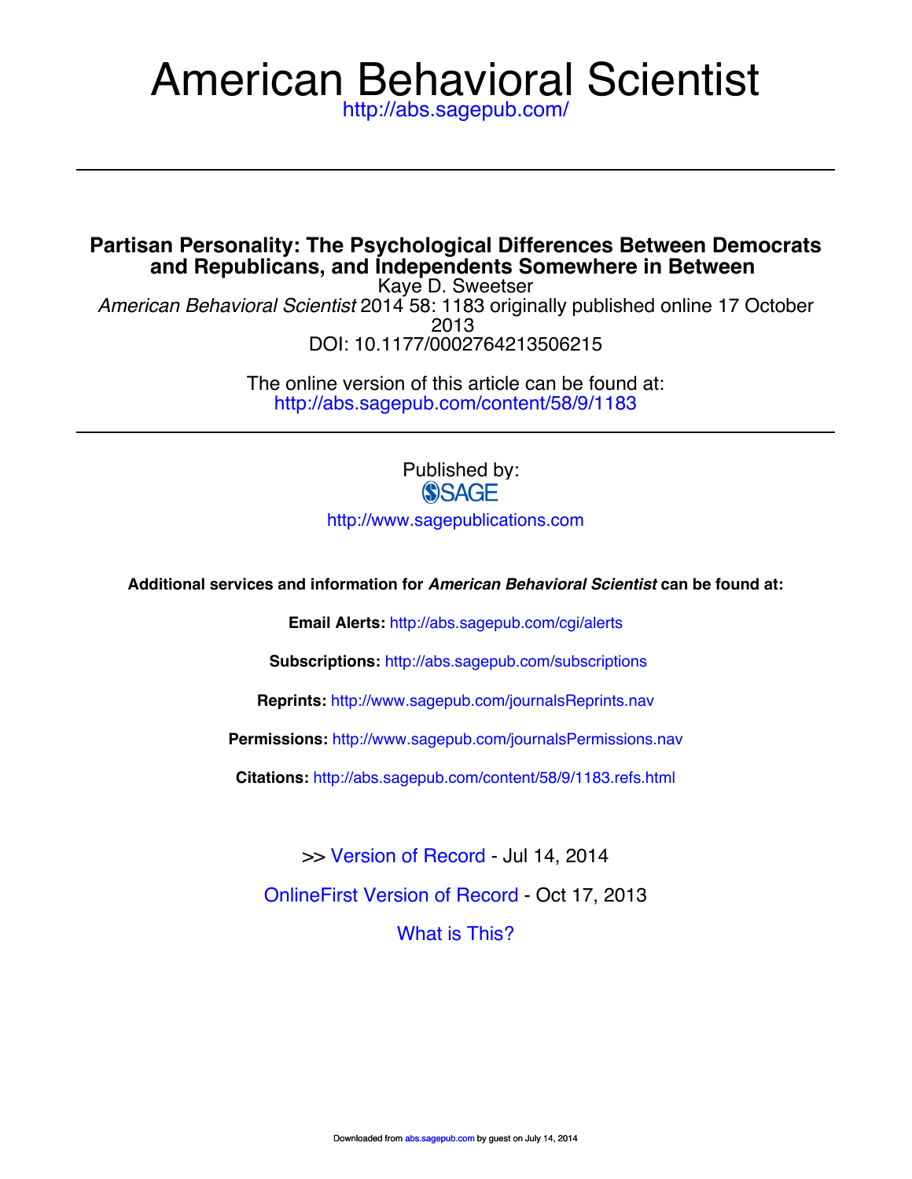# American Behavioral Scientist

http://abs.sagepub.com/

## Partisan Personality: The Psychological Differences Between Democrats and Republicans, and Independents Somewhere in Between

Kaye D. Sweetser

*American Behavioral Scientist* 2014 58: 1183 originally published online 17 October 2013

DOI: 10.1177/0002764213506215

The online version of this article can be found at:
http://abs.sagepub.com/content/58/9/1183

Published by:
SAGE

http://www.sagepublications.com

**Additional services and information for *American Behavioral Scientist* can be found at:**

**Email Alerts:** http://abs.sagepub.com/cgi/alerts

**Subscriptions:** http://abs.sagepub.com/subscriptions

**Reprints:** http://www.sagepub.com/journalsReprints.nav

**Permissions:** http://www.sagepub.com/journalsPermissions.nav

**Citations:** http://abs.sagepub.com/content/58/9/1183.refs.html

>> Version of Record - Jul 14, 2014

OnlineFirst Version of Record - Oct 17, 2013

What is This?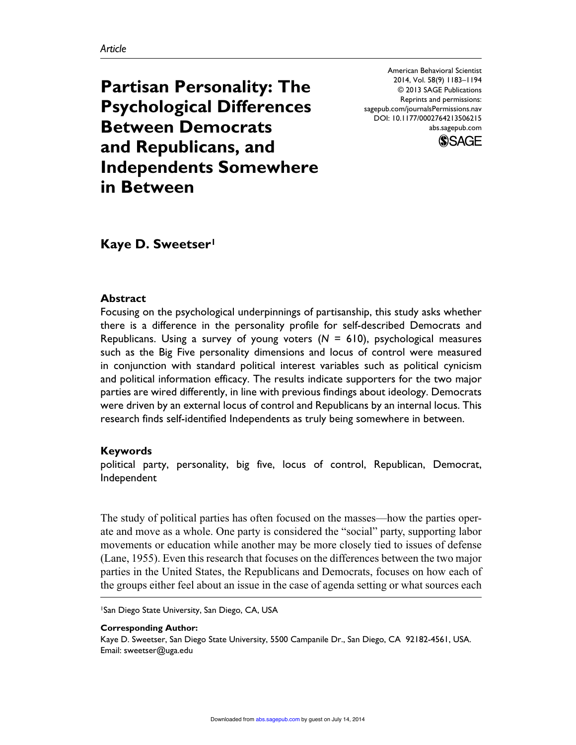Article

# Partisan Personality: The Psychological Differences Between Democrats and Republicans, and Independents Somewhere in Between

American Behavioral Scientist
2014, Vol. 58(9) 1183–1194
© 2013 SAGE Publications
Reprints and permissions:
sagepub.com/journalsPermissions.nav
DOI: 10.1177/0002764213506215
abs.sagepub.com

**Kaye D. Sweetser**[1]

## Abstract

Focusing on the psychological underpinnings of partisanship, this study asks whether there is a difference in the personality profile for self-described Democrats and Republicans. Using a survey of young voters (*N* = 610), psychological measures such as the Big Five personality dimensions and locus of control were measured in conjunction with standard political interest variables such as political cynicism and political information efficacy. The results indicate supporters for the two major parties are wired differently, in line with previous findings about ideology. Democrats were driven by an external locus of control and Republicans by an internal locus. This research finds self-identified Independents as truly being somewhere in between.

## Keywords

political party, personality, big five, locus of control, Republican, Democrat, Independent

The study of political parties has often focused on the masses—how the parties operate and move as a whole. One party is considered the "social" party, supporting labor movements or education while another may be more closely tied to issues of defense (Lane, 1955). Even this research that focuses on the differences between the two major parties in the United States, the Republicans and Democrats, focuses on how each of the groups either feel about an issue in the case of agenda setting or what sources each

[1]San Diego State University, San Diego, CA, USA

**Corresponding Author:**
Kaye D. Sweetser, San Diego State University, 5500 Campanile Dr., San Diego, CA 92182-4561, USA.
Email: sweetser@uga.edu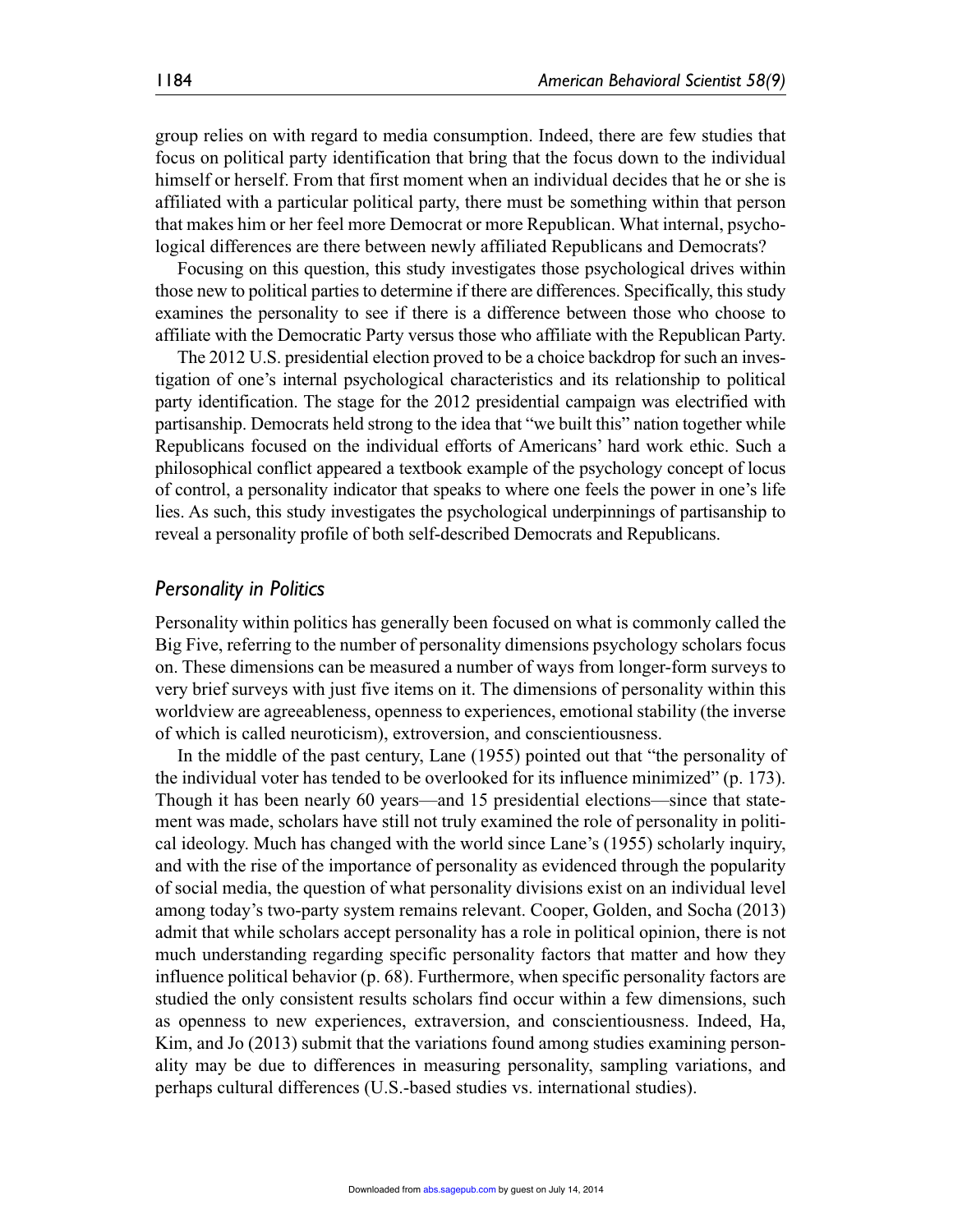group relies on with regard to media consumption. Indeed, there are few studies that focus on political party identification that bring that the focus down to the individual himself or herself. From that first moment when an individual decides that he or she is affiliated with a particular political party, there must be something within that person that makes him or her feel more Democrat or more Republican. What internal, psychological differences are there between newly affiliated Republicans and Democrats?

Focusing on this question, this study investigates those psychological drives within those new to political parties to determine if there are differences. Specifically, this study examines the personality to see if there is a difference between those who choose to affiliate with the Democratic Party versus those who affiliate with the Republican Party.

The 2012 U.S. presidential election proved to be a choice backdrop for such an investigation of one's internal psychological characteristics and its relationship to political party identification. The stage for the 2012 presidential campaign was electrified with partisanship. Democrats held strong to the idea that "we built this" nation together while Republicans focused on the individual efforts of Americans' hard work ethic. Such a philosophical conflict appeared a textbook example of the psychology concept of locus of control, a personality indicator that speaks to where one feels the power in one's life lies. As such, this study investigates the psychological underpinnings of partisanship to reveal a personality profile of both self-described Democrats and Republicans.

## *Personality in Politics*

Personality within politics has generally been focused on what is commonly called the Big Five, referring to the number of personality dimensions psychology scholars focus on. These dimensions can be measured a number of ways from longer-form surveys to very brief surveys with just five items on it. The dimensions of personality within this worldview are agreeableness, openness to experiences, emotional stability (the inverse of which is called neuroticism), extroversion, and conscientiousness.

In the middle of the past century, Lane (1955) pointed out that "the personality of the individual voter has tended to be overlooked for its influence minimized" (p. 173). Though it has been nearly 60 years—and 15 presidential elections—since that statement was made, scholars have still not truly examined the role of personality in political ideology. Much has changed with the world since Lane's (1955) scholarly inquiry, and with the rise of the importance of personality as evidenced through the popularity of social media, the question of what personality divisions exist on an individual level among today's two-party system remains relevant. Cooper, Golden, and Socha (2013) admit that while scholars accept personality has a role in political opinion, there is not much understanding regarding specific personality factors that matter and how they influence political behavior (p. 68). Furthermore, when specific personality factors are studied the only consistent results scholars find occur within a few dimensions, such as openness to new experiences, extraversion, and conscientiousness. Indeed, Ha, Kim, and Jo (2013) submit that the variations found among studies examining personality may be due to differences in measuring personality, sampling variations, and perhaps cultural differences (U.S.-based studies vs. international studies).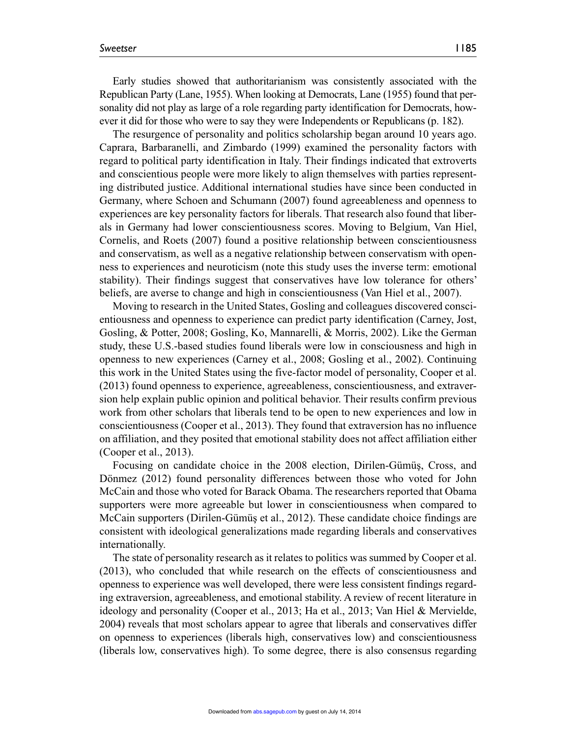Early studies showed that authoritarianism was consistently associated with the Republican Party (Lane, 1955). When looking at Democrats, Lane (1955) found that personality did not play as large of a role regarding party identification for Democrats, however it did for those who were to say they were Independents or Republicans (p. 182).

The resurgence of personality and politics scholarship began around 10 years ago. Caprara, Barbaranelli, and Zimbardo (1999) examined the personality factors with regard to political party identification in Italy. Their findings indicated that extroverts and conscientious people were more likely to align themselves with parties representing distributed justice. Additional international studies have since been conducted in Germany, where Schoen and Schumann (2007) found agreeableness and openness to experiences are key personality factors for liberals. That research also found that liberals in Germany had lower conscientiousness scores. Moving to Belgium, Van Hiel, Cornelis, and Roets (2007) found a positive relationship between conscientiousness and conservatism, as well as a negative relationship between conservatism with openness to experiences and neuroticism (note this study uses the inverse term: emotional stability). Their findings suggest that conservatives have low tolerance for others' beliefs, are averse to change and high in conscientiousness (Van Hiel et al., 2007).

Moving to research in the United States, Gosling and colleagues discovered conscientiousness and openness to experience can predict party identification (Carney, Jost, Gosling, & Potter, 2008; Gosling, Ko, Mannarelli, & Morris, 2002). Like the German study, these U.S.-based studies found liberals were low in consciousness and high in openness to new experiences (Carney et al., 2008; Gosling et al., 2002). Continuing this work in the United States using the five-factor model of personality, Cooper et al. (2013) found openness to experience, agreeableness, conscientiousness, and extraversion help explain public opinion and political behavior. Their results confirm previous work from other scholars that liberals tend to be open to new experiences and low in conscientiousness (Cooper et al., 2013). They found that extraversion has no influence on affiliation, and they posited that emotional stability does not affect affiliation either (Cooper et al., 2013).

Focusing on candidate choice in the 2008 election, Dirilen-Gümüş, Cross, and Dönmez (2012) found personality differences between those who voted for John McCain and those who voted for Barack Obama. The researchers reported that Obama supporters were more agreeable but lower in conscientiousness when compared to McCain supporters (Dirilen-Gümüş et al., 2012). These candidate choice findings are consistent with ideological generalizations made regarding liberals and conservatives internationally.

The state of personality research as it relates to politics was summed by Cooper et al. (2013), who concluded that while research on the effects of conscientiousness and openness to experience was well developed, there were less consistent findings regarding extraversion, agreeableness, and emotional stability. A review of recent literature in ideology and personality (Cooper et al., 2013; Ha et al., 2013; Van Hiel & Mervielde, 2004) reveals that most scholars appear to agree that liberals and conservatives differ on openness to experiences (liberals high, conservatives low) and conscientiousness (liberals low, conservatives high). To some degree, there is also consensus regarding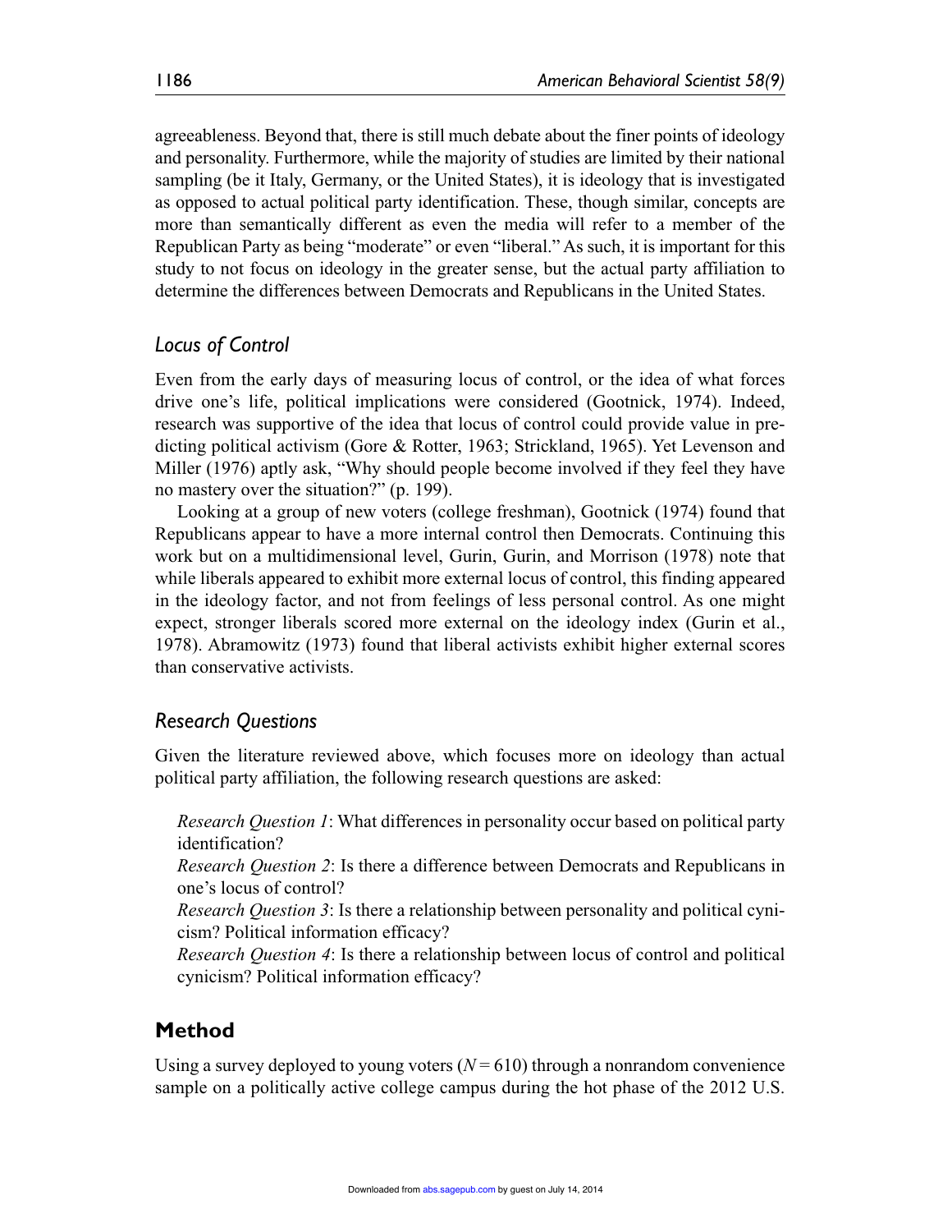agreeableness. Beyond that, there is still much debate about the finer points of ideology and personality. Furthermore, while the majority of studies are limited by their national sampling (be it Italy, Germany, or the United States), it is ideology that is investigated as opposed to actual political party identification. These, though similar, concepts are more than semantically different as even the media will refer to a member of the Republican Party as being "moderate" or even "liberal." As such, it is important for this study to not focus on ideology in the greater sense, but the actual party affiliation to determine the differences between Democrats and Republicans in the United States.

### *Locus of Control*

Even from the early days of measuring locus of control, or the idea of what forces drive one's life, political implications were considered (Gootnick, 1974). Indeed, research was supportive of the idea that locus of control could provide value in predicting political activism (Gore & Rotter, 1963; Strickland, 1965). Yet Levenson and Miller (1976) aptly ask, "Why should people become involved if they feel they have no mastery over the situation?" (p. 199).

Looking at a group of new voters (college freshman), Gootnick (1974) found that Republicans appear to have a more internal control then Democrats. Continuing this work but on a multidimensional level, Gurin, Gurin, and Morrison (1978) note that while liberals appeared to exhibit more external locus of control, this finding appeared in the ideology factor, and not from feelings of less personal control. As one might expect, stronger liberals scored more external on the ideology index (Gurin et al., 1978). Abramowitz (1973) found that liberal activists exhibit higher external scores than conservative activists.

### *Research Questions*

Given the literature reviewed above, which focuses more on ideology than actual political party affiliation, the following research questions are asked:

*Research Question 1*: What differences in personality occur based on political party identification?
*Research Question 2*: Is there a difference between Democrats and Republicans in one's locus of control?
*Research Question 3*: Is there a relationship between personality and political cynicism? Political information efficacy?
*Research Question 4*: Is there a relationship between locus of control and political cynicism? Political information efficacy?

## Method

Using a survey deployed to young voters ($N = 610$) through a nonrandom convenience sample on a politically active college campus during the hot phase of the 2012 U.S.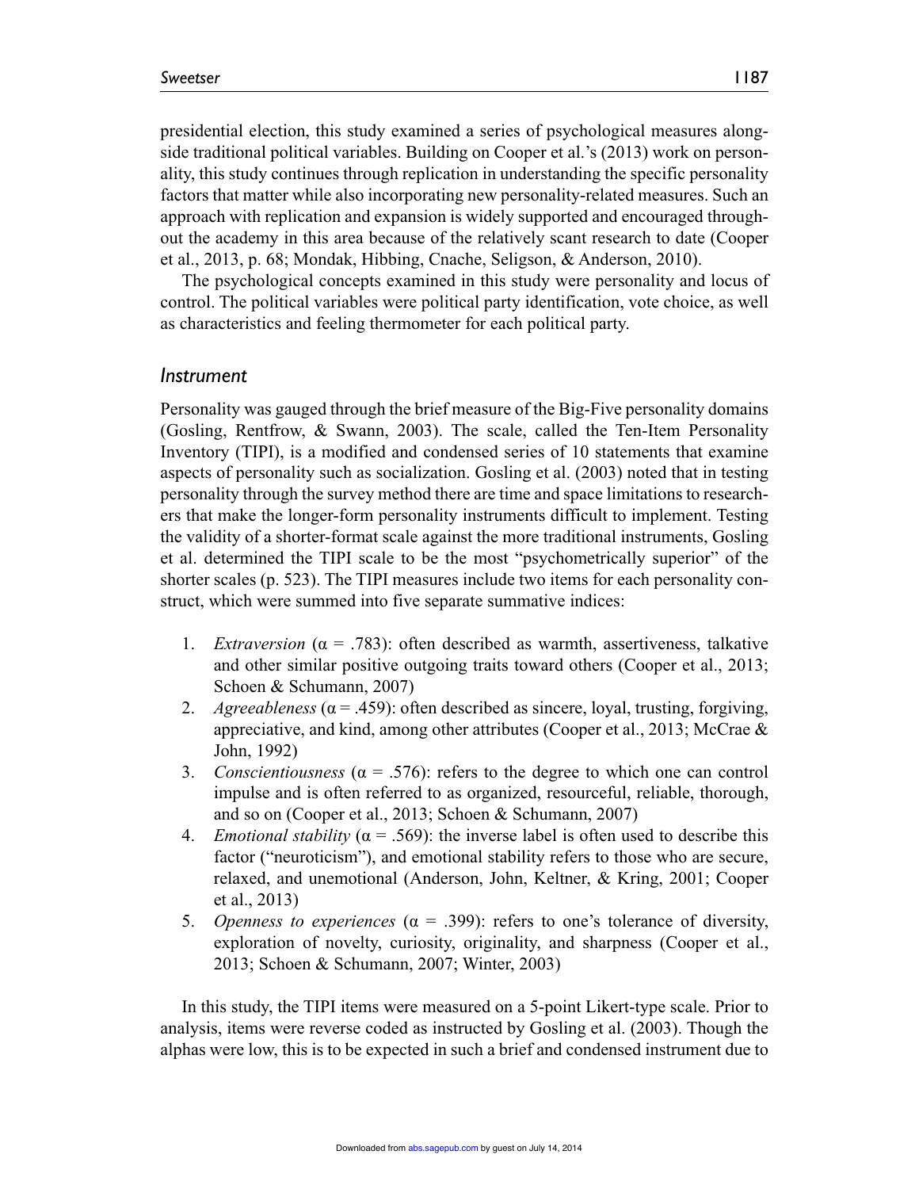presidential election, this study examined a series of psychological measures alongside traditional political variables. Building on Cooper et al.'s (2013) work on personality, this study continues through replication in understanding the specific personality factors that matter while also incorporating new personality-related measures. Such an approach with replication and expansion is widely supported and encouraged throughout the academy in this area because of the relatively scant research to date (Cooper et al., 2013, p. 68; Mondak, Hibbing, Cnache, Seligson, & Anderson, 2010).

The psychological concepts examined in this study were personality and locus of control. The political variables were political party identification, vote choice, as well as characteristics and feeling thermometer for each political party.

### Instrument

Personality was gauged through the brief measure of the Big-Five personality domains (Gosling, Rentfrow, & Swann, 2003). The scale, called the Ten-Item Personality Inventory (TIPI), is a modified and condensed series of 10 statements that examine aspects of personality such as socialization. Gosling et al. (2003) noted that in testing personality through the survey method there are time and space limitations to researchers that make the longer-form personality instruments difficult to implement. Testing the validity of a shorter-format scale against the more traditional instruments, Gosling et al. determined the TIPI scale to be the most "psychometrically superior" of the shorter scales (p. 523). The TIPI measures include two items for each personality construct, which were summed into five separate summative indices:

1. *Extraversion* ($\alpha$ = .783): often described as warmth, assertiveness, talkative and other similar positive outgoing traits toward others (Cooper et al., 2013; Schoen & Schumann, 2007)
2. *Agreeableness* ($\alpha$ = .459): often described as sincere, loyal, trusting, forgiving, appreciative, and kind, among other attributes (Cooper et al., 2013; McCrae & John, 1992)
3. *Conscientiousness* ($\alpha$ = .576): refers to the degree to which one can control impulse and is often referred to as organized, resourceful, reliable, thorough, and so on (Cooper et al., 2013; Schoen & Schumann, 2007)
4. *Emotional stability* ($\alpha$ = .569): the inverse label is often used to describe this factor ("neuroticism"), and emotional stability refers to those who are secure, relaxed, and unemotional (Anderson, John, Keltner, & Kring, 2001; Cooper et al., 2013)
5. *Openness to experiences* ($\alpha$ = .399): refers to one's tolerance of diversity, exploration of novelty, curiosity, originality, and sharpness (Cooper et al., 2013; Schoen & Schumann, 2007; Winter, 2003)

In this study, the TIPI items were measured on a 5-point Likert-type scale. Prior to analysis, items were reverse coded as instructed by Gosling et al. (2003). Though the alphas were low, this is to be expected in such a brief and condensed instrument due to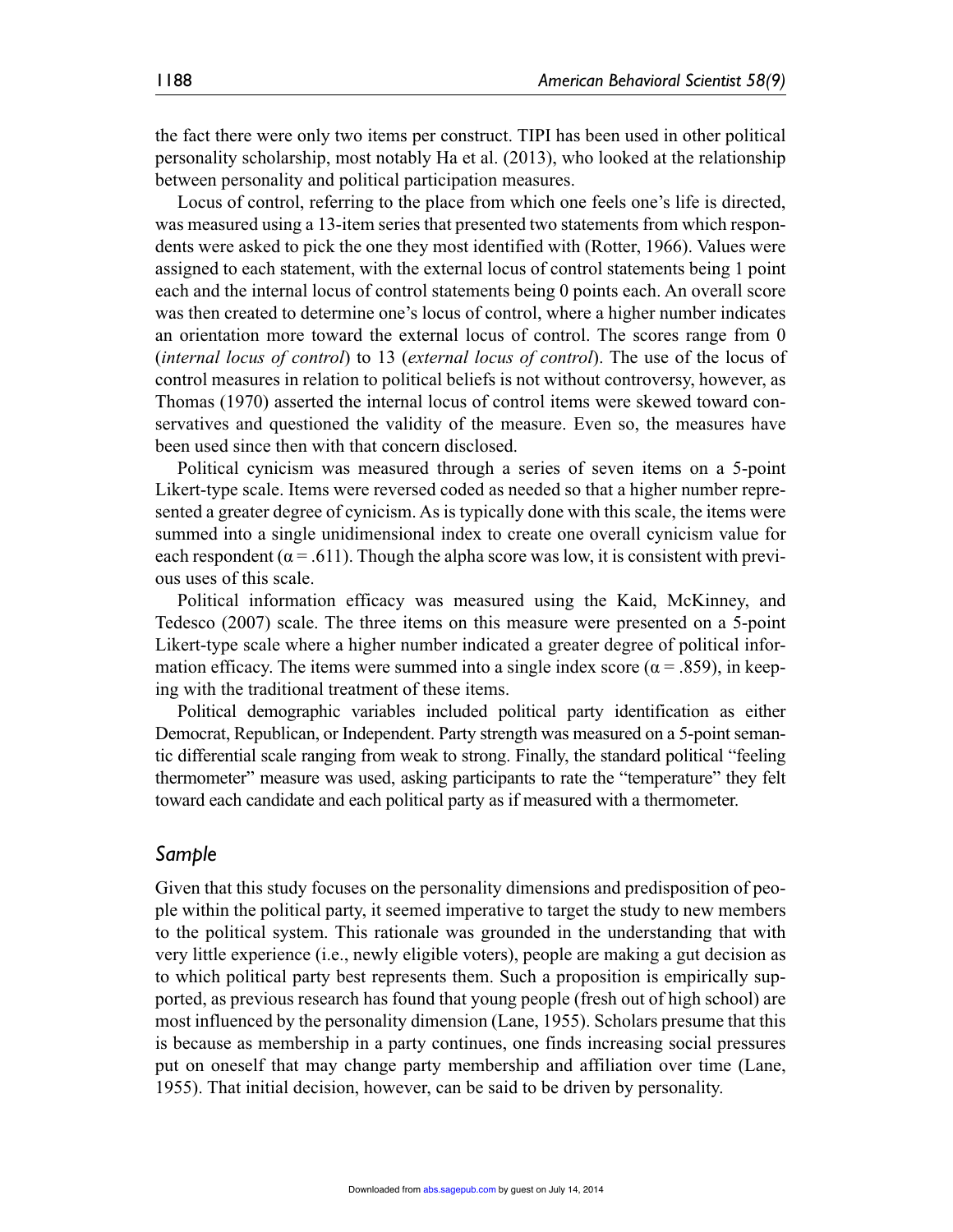the fact there were only two items per construct. TIPI has been used in other political personality scholarship, most notably Ha et al. (2013), who looked at the relationship between personality and political participation measures.

Locus of control, referring to the place from which one feels one's life is directed, was measured using a 13-item series that presented two statements from which respondents were asked to pick the one they most identified with (Rotter, 1966). Values were assigned to each statement, with the external locus of control statements being 1 point each and the internal locus of control statements being 0 points each. An overall score was then created to determine one's locus of control, where a higher number indicates an orientation more toward the external locus of control. The scores range from 0 (*internal locus of control*) to 13 (*external locus of control*). The use of the locus of control measures in relation to political beliefs is not without controversy, however, as Thomas (1970) asserted the internal locus of control items were skewed toward conservatives and questioned the validity of the measure. Even so, the measures have been used since then with that concern disclosed.

Political cynicism was measured through a series of seven items on a 5-point Likert-type scale. Items were reversed coded as needed so that a higher number represented a greater degree of cynicism. As is typically done with this scale, the items were summed into a single unidimensional index to create one overall cynicism value for each respondent ($\alpha = .611$). Though the alpha score was low, it is consistent with previous uses of this scale.

Political information efficacy was measured using the Kaid, McKinney, and Tedesco (2007) scale. The three items on this measure were presented on a 5-point Likert-type scale where a higher number indicated a greater degree of political information efficacy. The items were summed into a single index score ($\alpha = .859$), in keeping with the traditional treatment of these items.

Political demographic variables included political party identification as either Democrat, Republican, or Independent. Party strength was measured on a 5-point semantic differential scale ranging from weak to strong. Finally, the standard political "feeling thermometer" measure was used, asking participants to rate the "temperature" they felt toward each candidate and each political party as if measured with a thermometer.

## *Sample*

Given that this study focuses on the personality dimensions and predisposition of people within the political party, it seemed imperative to target the study to new members to the political system. This rationale was grounded in the understanding that with very little experience (i.e., newly eligible voters), people are making a gut decision as to which political party best represents them. Such a proposition is empirically supported, as previous research has found that young people (fresh out of high school) are most influenced by the personality dimension (Lane, 1955). Scholars presume that this is because as membership in a party continues, one finds increasing social pressures put on oneself that may change party membership and affiliation over time (Lane, 1955). That initial decision, however, can be said to be driven by personality.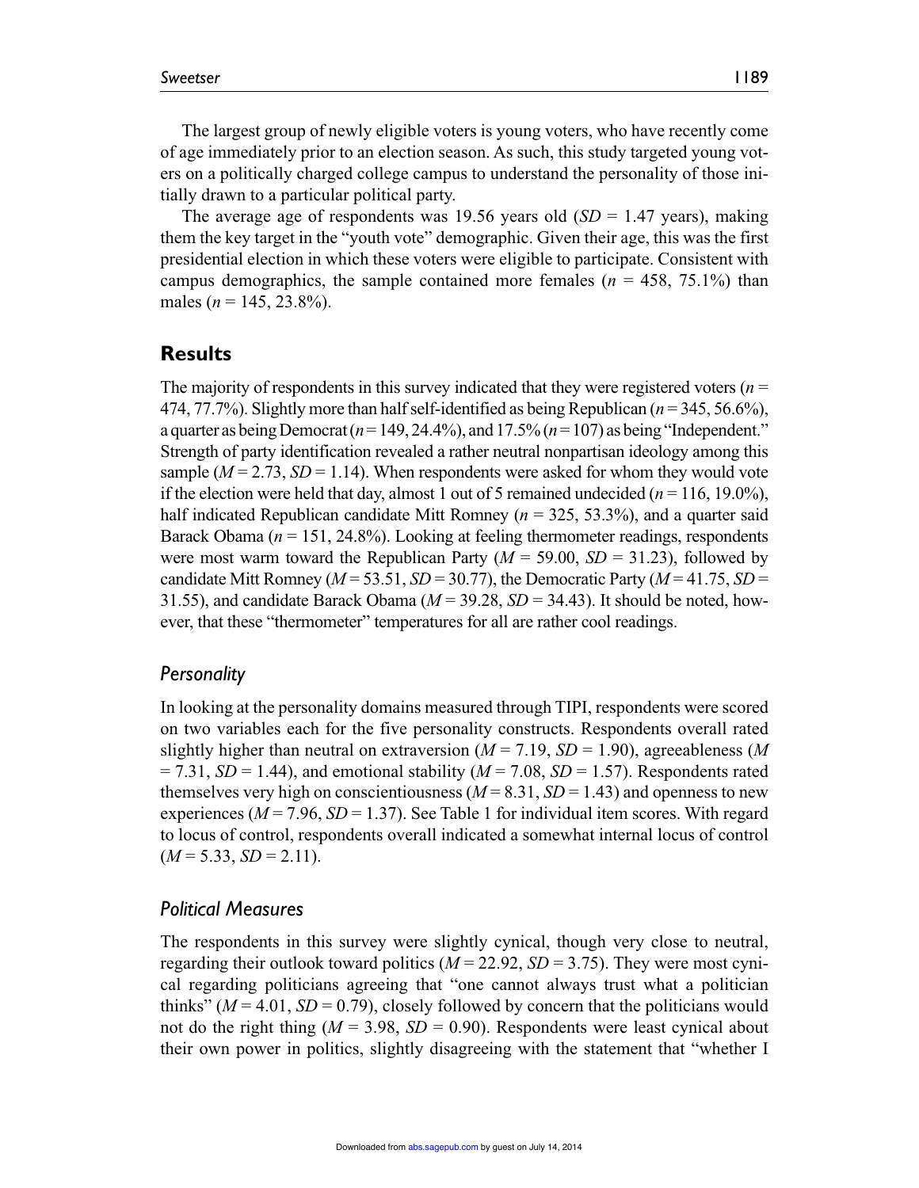The largest group of newly eligible voters is young voters, who have recently come of age immediately prior to an election season. As such, this study targeted young voters on a politically charged college campus to understand the personality of those initially drawn to a particular political party.

The average age of respondents was 19.56 years old ($SD$ = 1.47 years), making them the key target in the "youth vote" demographic. Given their age, this was the first presidential election in which these voters were eligible to participate. Consistent with campus demographics, the sample contained more females ($n$ = 458, 75.1%) than males ($n$ = 145, 23.8%).

## Results

The majority of respondents in this survey indicated that they were registered voters ($n$ = 474, 77.7%). Slightly more than half self-identified as being Republican ($n$ = 345, 56.6%), a quarter as being Democrat ($n$ = 149, 24.4%), and 17.5% ($n$ = 107) as being "Independent." Strength of party identification revealed a rather neutral nonpartisan ideology among this sample ($M$ = 2.73, $SD$ = 1.14). When respondents were asked for whom they would vote if the election were held that day, almost 1 out of 5 remained undecided ($n$ = 116, 19.0%), half indicated Republican candidate Mitt Romney ($n$ = 325, 53.3%), and a quarter said Barack Obama ($n$ = 151, 24.8%). Looking at feeling thermometer readings, respondents were most warm toward the Republican Party ($M$ = 59.00, $SD$ = 31.23), followed by candidate Mitt Romney ($M$ = 53.51, $SD$ = 30.77), the Democratic Party ($M$ = 41.75, $SD$ = 31.55), and candidate Barack Obama ($M$ = 39.28, $SD$ = 34.43). It should be noted, however, that these "thermometer" temperatures for all are rather cool readings.

### *Personality*

In looking at the personality domains measured through TIPI, respondents were scored on two variables each for the five personality constructs. Respondents overall rated slightly higher than neutral on extraversion ($M$ = 7.19, $SD$ = 1.90), agreeableness ($M$ = 7.31, $SD$ = 1.44), and emotional stability ($M$ = 7.08, $SD$ = 1.57). Respondents rated themselves very high on conscientiousness ($M$ = 8.31, $SD$ = 1.43) and openness to new experiences ($M$ = 7.96, $SD$ = 1.37). See Table 1 for individual item scores. With regard to locus of control, respondents overall indicated a somewhat internal locus of control ($M$ = 5.33, $SD$ = 2.11).

### *Political Measures*

The respondents in this survey were slightly cynical, though very close to neutral, regarding their outlook toward politics ($M$ = 22.92, $SD$ = 3.75). They were most cynical regarding politicians agreeing that "one cannot always trust what a politician thinks" ($M$ = 4.01, $SD$ = 0.79), closely followed by concern that the politicians would not do the right thing ($M$ = 3.98, $SD$ = 0.90). Respondents were least cynical about their own power in politics, slightly disagreeing with the statement that "whether I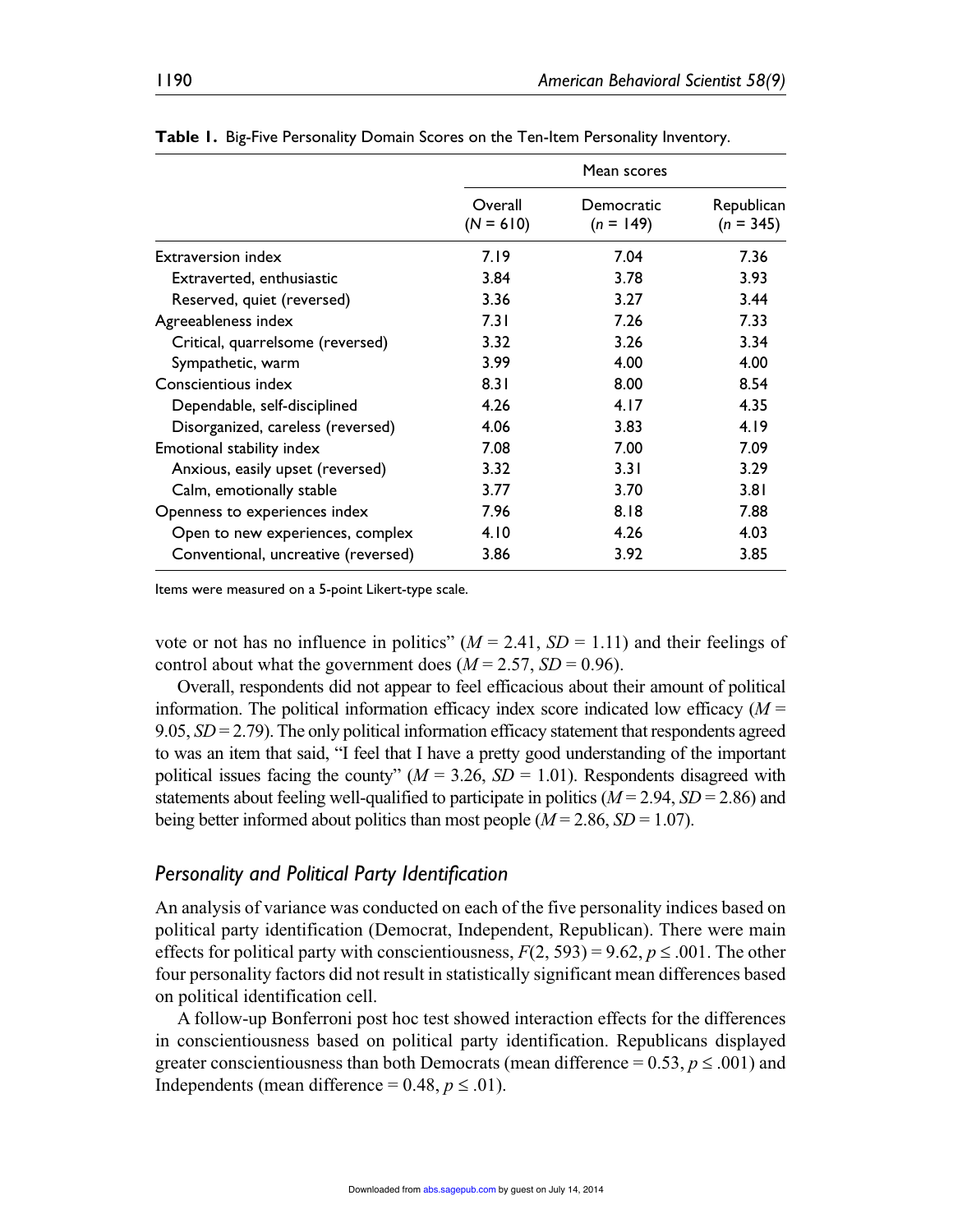**Table 1.** Big-Five Personality Domain Scores on the Ten-Item Personality Inventory.

| | Mean scores | | |
|---|---|---|---|
| | Overall ($N$ = 610) | Democratic ($n$ = 149) | Republican ($n$ = 345) |
| Extraversion index | 7.19 | 7.04 | 7.36 |
| Extraverted, enthusiastic | 3.84 | 3.78 | 3.93 |
| Reserved, quiet (reversed) | 3.36 | 3.27 | 3.44 |
| Agreeableness index | 7.31 | 7.26 | 7.33 |
| Critical, quarrelsome (reversed) | 3.32 | 3.26 | 3.34 |
| Sympathetic, warm | 3.99 | 4.00 | 4.00 |
| Conscientious index | 8.31 | 8.00 | 8.54 |
| Dependable, self-disciplined | 4.26 | 4.17 | 4.35 |
| Disorganized, careless (reversed) | 4.06 | 3.83 | 4.19 |
| Emotional stability index | 7.08 | 7.00 | 7.09 |
| Anxious, easily upset (reversed) | 3.32 | 3.31 | 3.29 |
| Calm, emotionally stable | 3.77 | 3.70 | 3.81 |
| Openness to experiences index | 7.96 | 8.18 | 7.88 |
| Open to new experiences, complex | 4.10 | 4.26 | 4.03 |
| Conventional, uncreative (reversed) | 3.86 | 3.92 | 3.85 |

Items were measured on a 5-point Likert-type scale.

vote or not has no influence in politics" ($M$ = 2.41, $SD$ = 1.11) and their feelings of control about what the government does ($M$ = 2.57, $SD$ = 0.96).

Overall, respondents did not appear to feel efficacious about their amount of political information. The political information efficacy index score indicated low efficacy ($M$ = 9.05, $SD$ = 2.79). The only political information efficacy statement that respondents agreed to was an item that said, "I feel that I have a pretty good understanding of the important political issues facing the county" ($M$ = 3.26, $SD$ = 1.01). Respondents disagreed with statements about feeling well-qualified to participate in politics ($M$ = 2.94, $SD$ = 2.86) and being better informed about politics than most people ($M$ = 2.86, $SD$ = 1.07).

## *Personality and Political Party Identification*

An analysis of variance was conducted on each of the five personality indices based on political party identification (Democrat, Independent, Republican). There were main effects for political party with conscientiousness, $F(2, 593) = 9.62$, $p \leq .001$. The other four personality factors did not result in statistically significant mean differences based on political identification cell.

A follow-up Bonferroni post hoc test showed interaction effects for the differences in conscientiousness based on political party identification. Republicans displayed greater conscientiousness than both Democrats (mean difference = 0.53, $p \leq .001$) and Independents (mean difference = 0.48, $p \leq .01$).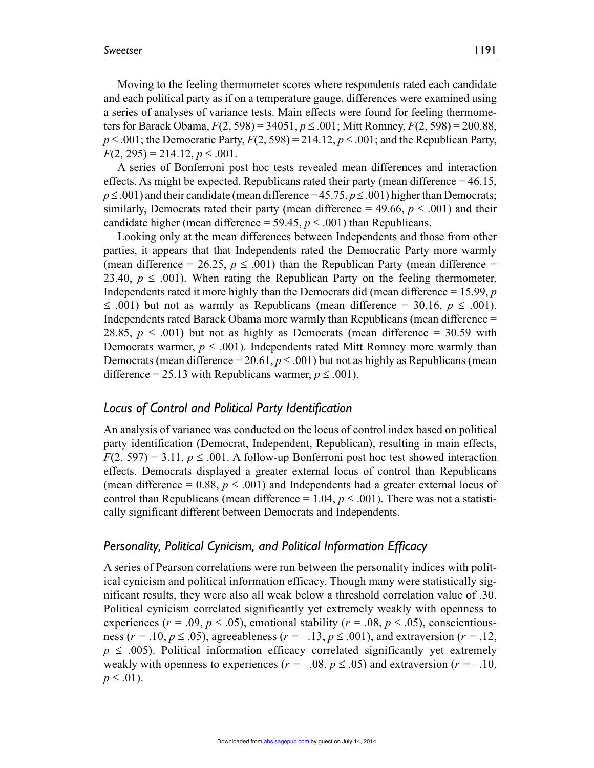Moving to the feeling thermometer scores where respondents rated each candidate and each political party as if on a temperature gauge, differences were examined using a series of analyses of variance tests. Main effects were found for feeling thermometers for Barack Obama, $F(2, 598) = 34051$, $p \leq .001$; Mitt Romney, $F(2, 598) = 200.88$, $p \leq .001$; the Democratic Party, $F(2, 598) = 214.12$, $p \leq .001$; and the Republican Party, $F(2, 295) = 214.12$, $p \leq .001$.

A series of Bonferroni post hoc tests revealed mean differences and interaction effects. As might be expected, Republicans rated their party (mean difference = 46.15, $p \leq .001$) and their candidate (mean difference = 45.75, $p \leq .001$) higher than Democrats; similarly, Democrats rated their party (mean difference = 49.66, $p \leq .001$) and their candidate higher (mean difference = 59.45, $p \leq .001$) than Republicans.

Looking only at the mean differences between Independents and those from other parties, it appears that that Independents rated the Democratic Party more warmly (mean difference = 26.25, $p \leq .001$) than the Republican Party (mean difference = 23.40, $p \leq .001$). When rating the Republican Party on the feeling thermometer, Independents rated it more highly than the Democrats did (mean difference = 15.99, $p \leq .001$) but not as warmly as Republicans (mean difference = 30.16, $p \leq .001$). Independents rated Barack Obama more warmly than Republicans (mean difference = 28.85, $p \leq .001$) but not as highly as Democrats (mean difference = 30.59 with Democrats warmer, $p \leq .001$). Independents rated Mitt Romney more warmly than Democrats (mean difference = 20.61, $p \leq .001$) but not as highly as Republicans (mean difference = 25.13 with Republicans warmer, $p \leq .001$).

## *Locus of Control and Political Party Identification*

An analysis of variance was conducted on the locus of control index based on political party identification (Democrat, Independent, Republican), resulting in main effects, $F(2, 597) = 3.11$, $p \leq .001$. A follow-up Bonferroni post hoc test showed interaction effects. Democrats displayed a greater external locus of control than Republicans (mean difference = 0.88, $p \leq .001$) and Independents had a greater external locus of control than Republicans (mean difference = 1.04, $p \leq .001$). There was not a statistically significant different between Democrats and Independents.

## *Personality, Political Cynicism, and Political Information Efficacy*

A series of Pearson correlations were run between the personality indices with political cynicism and political information efficacy. Though many were statistically significant results, they were also all weak below a threshold correlation value of .30. Political cynicism correlated significantly yet extremely weakly with openness to experiences ($r = .09$, $p \leq .05$), emotional stability ($r = .08$, $p \leq .05$), conscientiousness ($r = .10$, $p \leq .05$), agreeableness ($r = -.13$, $p \leq .001$), and extraversion ($r = .12$, $p \leq .005$). Political information efficacy correlated significantly yet extremely weakly with openness to experiences ($r = -.08$, $p \leq .05$) and extraversion ($r = -.10$, $p \leq .01$).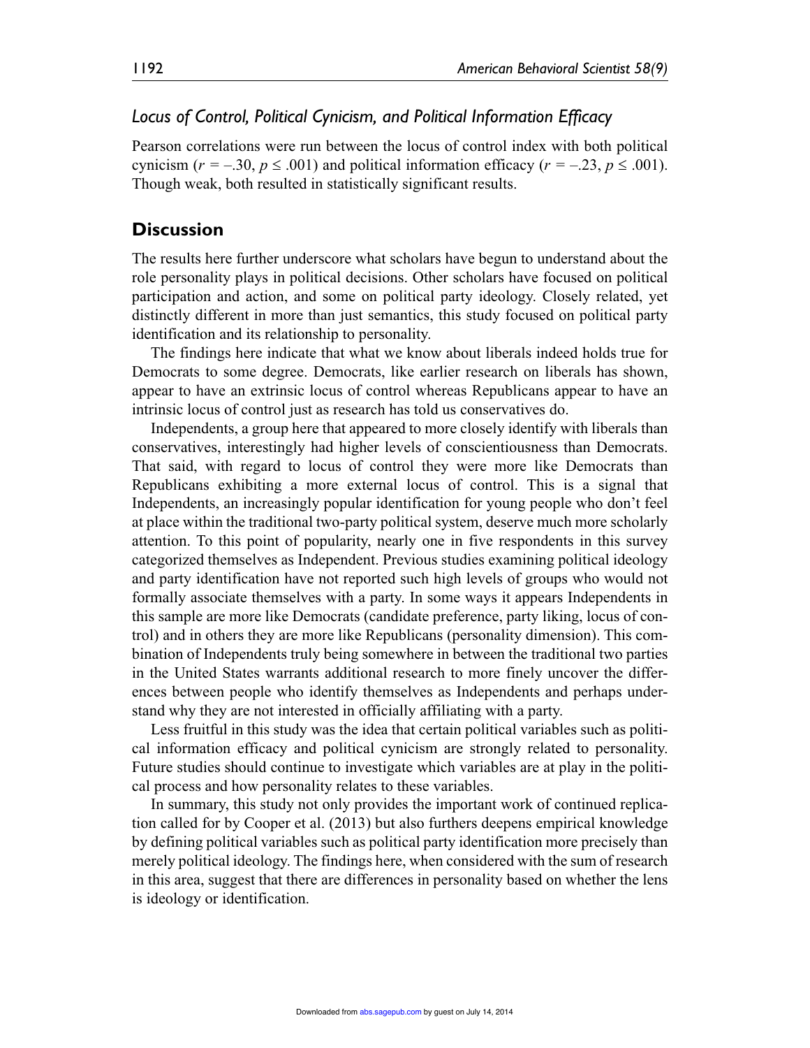### *Locus of Control, Political Cynicism, and Political Information Efficacy*

Pearson correlations were run between the locus of control index with both political cynicism ($r = -.30$, $p \leq .001$) and political information efficacy ($r = -.23$, $p \leq .001$). Though weak, both resulted in statistically significant results.

## Discussion

The results here further underscore what scholars have begun to understand about the role personality plays in political decisions. Other scholars have focused on political participation and action, and some on political party ideology. Closely related, yet distinctly different in more than just semantics, this study focused on political party identification and its relationship to personality.

The findings here indicate that what we know about liberals indeed holds true for Democrats to some degree. Democrats, like earlier research on liberals has shown, appear to have an extrinsic locus of control whereas Republicans appear to have an intrinsic locus of control just as research has told us conservatives do.

Independents, a group here that appeared to more closely identify with liberals than conservatives, interestingly had higher levels of conscientiousness than Democrats. That said, with regard to locus of control they were more like Democrats than Republicans exhibiting a more external locus of control. This is a signal that Independents, an increasingly popular identification for young people who don't feel at place within the traditional two-party political system, deserve much more scholarly attention. To this point of popularity, nearly one in five respondents in this survey categorized themselves as Independent. Previous studies examining political ideology and party identification have not reported such high levels of groups who would not formally associate themselves with a party. In some ways it appears Independents in this sample are more like Democrats (candidate preference, party liking, locus of control) and in others they are more like Republicans (personality dimension). This combination of Independents truly being somewhere in between the traditional two parties in the United States warrants additional research to more finely uncover the differences between people who identify themselves as Independents and perhaps understand why they are not interested in officially affiliating with a party.

Less fruitful in this study was the idea that certain political variables such as political information efficacy and political cynicism are strongly related to personality. Future studies should continue to investigate which variables are at play in the political process and how personality relates to these variables.

In summary, this study not only provides the important work of continued replication called for by Cooper et al. (2013) but also furthers deepens empirical knowledge by defining political variables such as political party identification more precisely than merely political ideology. The findings here, when considered with the sum of research in this area, suggest that there are differences in personality based on whether the lens is ideology or identification.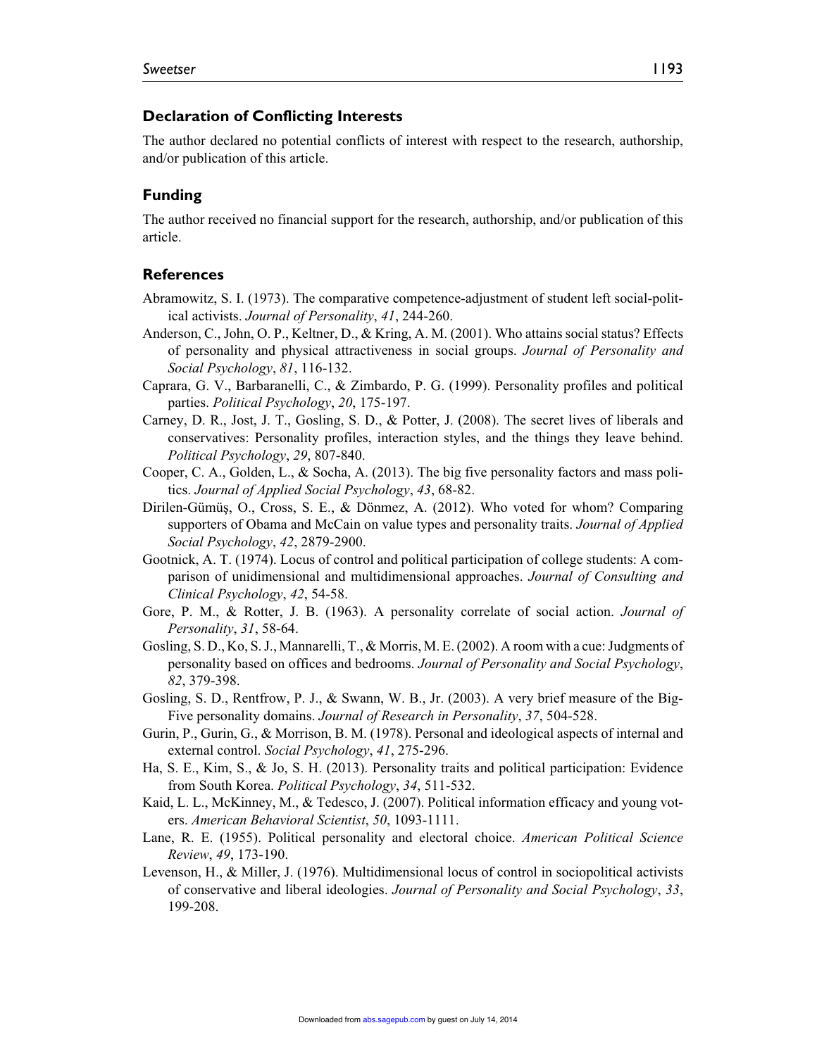## Declaration of Conflicting Interests

The author declared no potential conflicts of interest with respect to the research, authorship, and/or publication of this article.

## Funding

The author received no financial support for the research, authorship, and/or publication of this article.

## References

Abramowitz, S. I. (1973). The comparative competence-adjustment of student left social-political activists. *Journal of Personality*, *41*, 244-260.

Anderson, C., John, O. P., Keltner, D., & Kring, A. M. (2001). Who attains social status? Effects of personality and physical attractiveness in social groups. *Journal of Personality and Social Psychology*, *81*, 116-132.

Caprara, G. V., Barbaranelli, C., & Zimbardo, P. G. (1999). Personality profiles and political parties. *Political Psychology*, *20*, 175-197.

Carney, D. R., Jost, J. T., Gosling, S. D., & Potter, J. (2008). The secret lives of liberals and conservatives: Personality profiles, interaction styles, and the things they leave behind. *Political Psychology*, *29*, 807-840.

Cooper, C. A., Golden, L., & Socha, A. (2013). The big five personality factors and mass politics. *Journal of Applied Social Psychology*, *43*, 68-82.

Dirilen-Gümüş, O., Cross, S. E., & Dönmez, A. (2012). Who voted for whom? Comparing supporters of Obama and McCain on value types and personality traits. *Journal of Applied Social Psychology*, *42*, 2879-2900.

Gootnick, A. T. (1974). Locus of control and political participation of college students: A comparison of unidimensional and multidimensional approaches. *Journal of Consulting and Clinical Psychology*, *42*, 54-58.

Gore, P. M., & Rotter, J. B. (1963). A personality correlate of social action. *Journal of Personality*, *31*, 58-64.

Gosling, S. D., Ko, S. J., Mannarelli, T., & Morris, M. E. (2002). A room with a cue: Judgments of personality based on offices and bedrooms. *Journal of Personality and Social Psychology*, *82*, 379-398.

Gosling, S. D., Rentfrow, P. J., & Swann, W. B., Jr. (2003). A very brief measure of the Big-Five personality domains. *Journal of Research in Personality*, *37*, 504-528.

Gurin, P., Gurin, G., & Morrison, B. M. (1978). Personal and ideological aspects of internal and external control. *Social Psychology*, *41*, 275-296.

Ha, S. E., Kim, S., & Jo, S. H. (2013). Personality traits and political participation: Evidence from South Korea. *Political Psychology*, *34*, 511-532.

Kaid, L. L., McKinney, M., & Tedesco, J. (2007). Political information efficacy and young voters. *American Behavioral Scientist*, *50*, 1093-1111.

Lane, R. E. (1955). Political personality and electoral choice. *American Political Science Review*, *49*, 173-190.

Levenson, H., & Miller, J. (1976). Multidimensional locus of control in sociopolitical activists of conservative and liberal ideologies. *Journal of Personality and Social Psychology*, *33*, 199-208.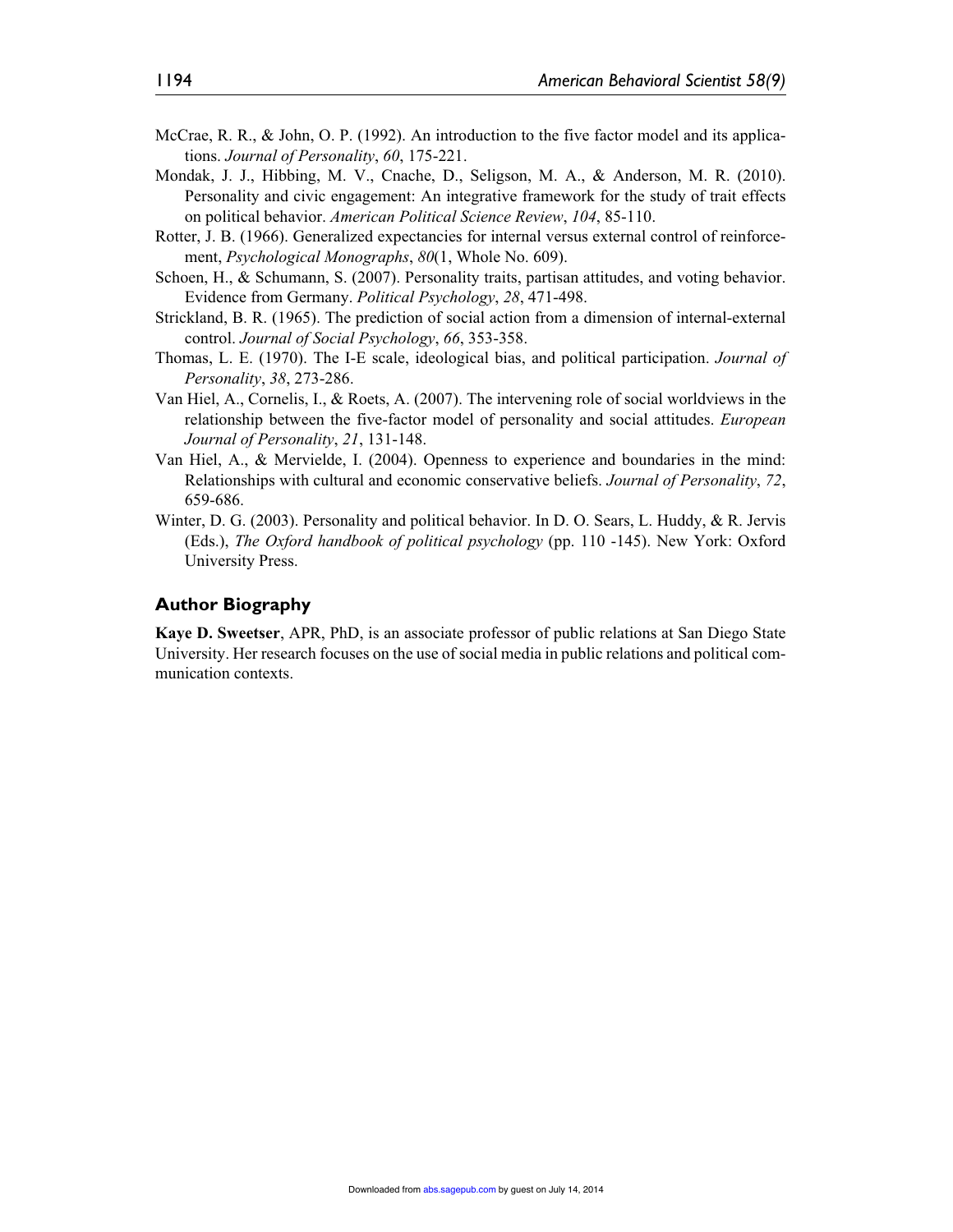McCrae, R. R., & John, O. P. (1992). An introduction to the five factor model and its applications. *Journal of Personality*, *60*, 175-221.

Mondak, J. J., Hibbing, M. V., Cnache, D., Seligson, M. A., & Anderson, M. R. (2010). Personality and civic engagement: An integrative framework for the study of trait effects on political behavior. *American Political Science Review*, *104*, 85-110.

Rotter, J. B. (1966). Generalized expectancies for internal versus external control of reinforcement, *Psychological Monographs*, *80*(1, Whole No. 609).

Schoen, H., & Schumann, S. (2007). Personality traits, partisan attitudes, and voting behavior. Evidence from Germany. *Political Psychology*, *28*, 471-498.

Strickland, B. R. (1965). The prediction of social action from a dimension of internal-external control. *Journal of Social Psychology*, *66*, 353-358.

Thomas, L. E. (1970). The I-E scale, ideological bias, and political participation. *Journal of Personality*, *38*, 273-286.

Van Hiel, A., Cornelis, I., & Roets, A. (2007). The intervening role of social worldviews in the relationship between the five-factor model of personality and social attitudes. *European Journal of Personality*, *21*, 131-148.

Van Hiel, A., & Mervielde, I. (2004). Openness to experience and boundaries in the mind: Relationships with cultural and economic conservative beliefs. *Journal of Personality*, *72*, 659-686.

Winter, D. G. (2003). Personality and political behavior. In D. O. Sears, L. Huddy, & R. Jervis (Eds.), *The Oxford handbook of political psychology* (pp. 110 -145). New York: Oxford University Press.

## Author Biography

**Kaye D. Sweetser**, APR, PhD, is an associate professor of public relations at San Diego State University. Her research focuses on the use of social media in public relations and political communication contexts.